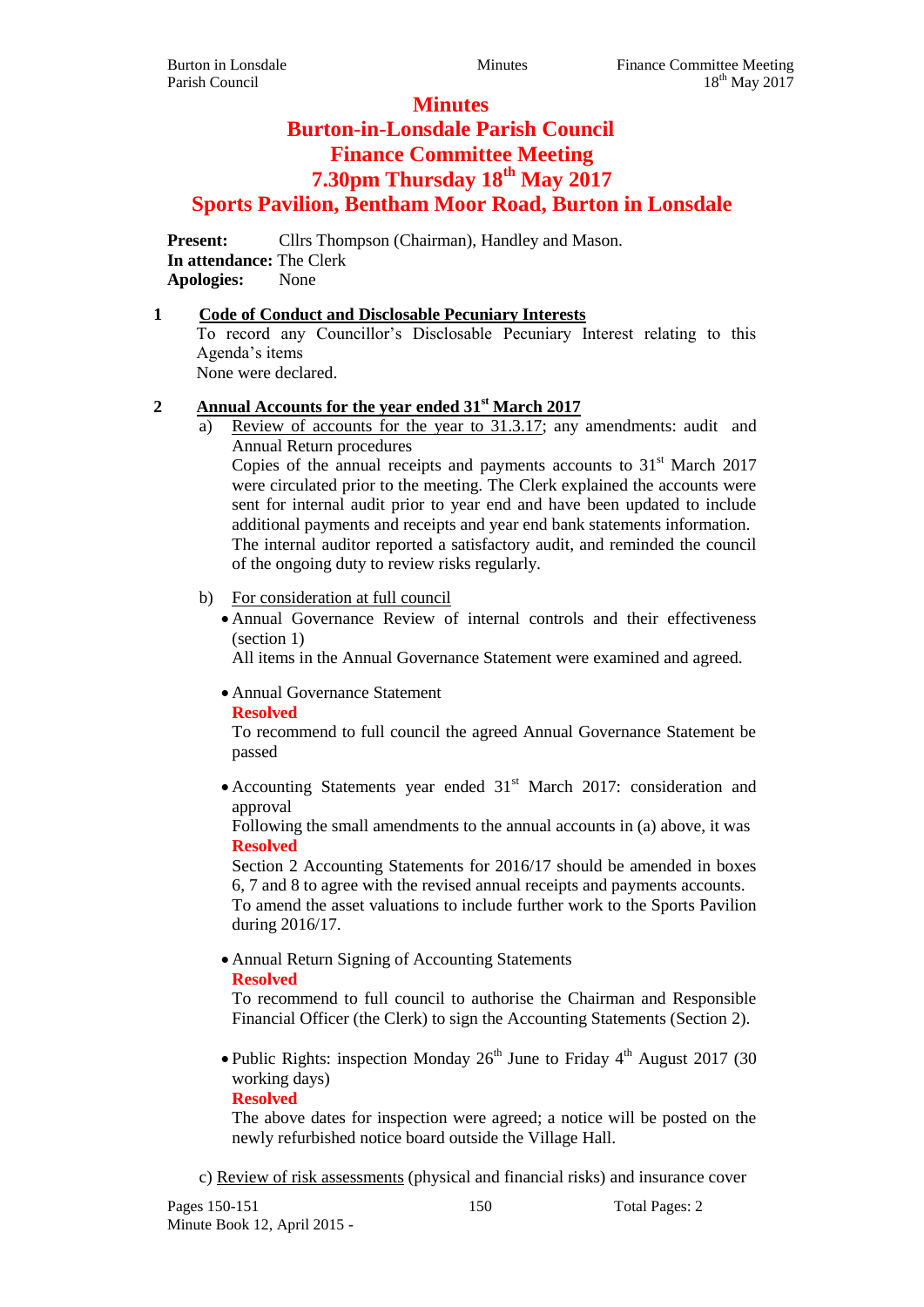# Minutes
# Burton-in-Lonsdale Parish Council
# Finance Committee Meeting
# 7.30pm Thursday 18th May 2017
# Sports Pavilion, Bentham Moor Road, Burton in Lonsdale

**Present:** Cllrs Thompson (Chairman), Handley and Mason.
**In attendance:** The Clerk
**Apologies:** None

**1 Code of Conduct and Disclosable Pecuniary Interests**

To record any Councillor's Disclosable Pecuniary Interest relating to this Agenda's items
None were declared.

**2 Annual Accounts for the year ended 31st March 2017**

a) Review of accounts for the year to 31.3.17; any amendments: audit and Annual Return procedures
Copies of the annual receipts and payments accounts to 31st March 2017 were circulated prior to the meeting. The Clerk explained the accounts were sent for internal audit prior to year end and have been updated to include additional payments and receipts and year end bank statements information. The internal auditor reported a satisfactory audit, and reminded the council of the ongoing duty to review risks regularly.

b) For consideration at full council

- Annual Governance Review of internal controls and their effectiveness (section 1)
  All items in the Annual Governance Statement were examined and agreed.

- Annual Governance Statement
  **Resolved**
  To recommend to full council the agreed Annual Governance Statement be passed

- Accounting Statements year ended 31st March 2017: consideration and approval
  Following the small amendments to the annual accounts in (a) above, it was
  **Resolved**
  Section 2 Accounting Statements for 2016/17 should be amended in boxes 6, 7 and 8 to agree with the revised annual receipts and payments accounts.
  To amend the asset valuations to include further work to the Sports Pavilion during 2016/17.

- Annual Return Signing of Accounting Statements
  **Resolved**
  To recommend to full council to authorise the Chairman and Responsible Financial Officer (the Clerk) to sign the Accounting Statements (Section 2).

- Public Rights: inspection Monday 26th June to Friday 4th August 2017 (30 working days)
  **Resolved**
  The above dates for inspection were agreed; a notice will be posted on the newly refurbished notice board outside the Village Hall.

c) Review of risk assessments (physical and financial risks) and insurance cover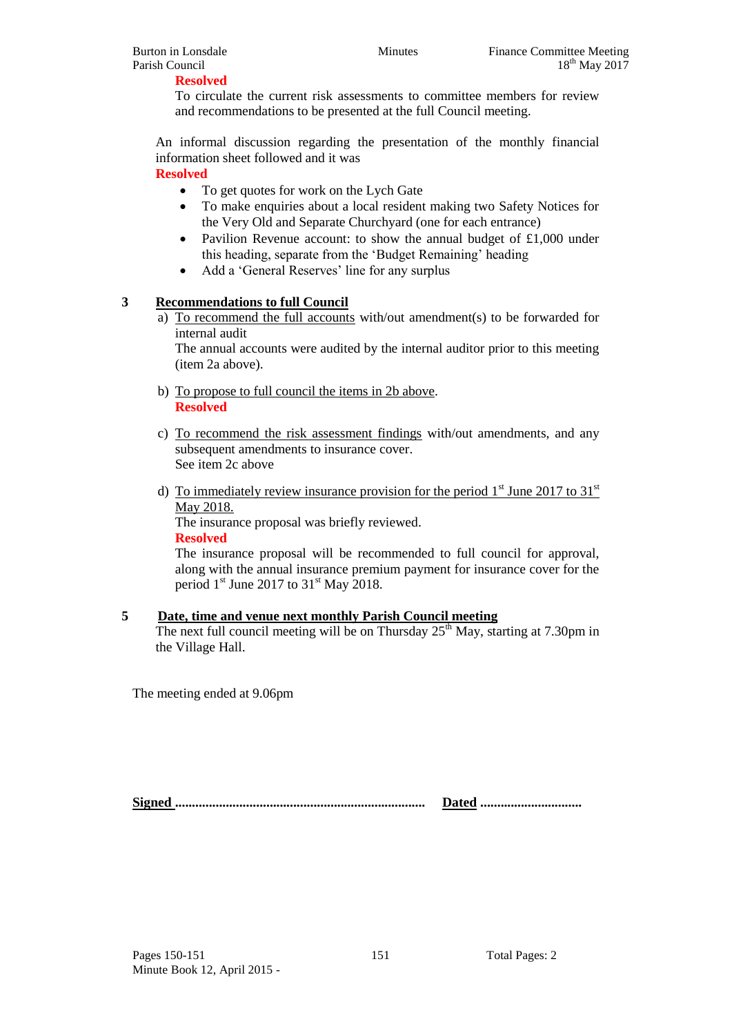**Resolved**

To circulate the current risk assessments to committee members for review and recommendations to be presented at the full Council meeting.

An informal discussion regarding the presentation of the monthly financial information sheet followed and it was

**Resolved**

- To get quotes for work on the Lych Gate
- To make enquiries about a local resident making two Safety Notices for the Very Old and Separate Churchyard (one for each entrance)
- Pavilion Revenue account: to show the annual budget of £1,000 under this heading, separate from the 'Budget Remaining' heading
- Add a 'General Reserves' line for any surplus

## 3 Recommendations to full Council

a) To recommend the full accounts with/out amendment(s) to be forwarded for internal audit
The annual accounts were audited by the internal auditor prior to this meeting (item 2a above).

b) To propose to full council the items in 2b above.
**Resolved**

c) To recommend the risk assessment findings with/out amendments, and any subsequent amendments to insurance cover.
See item 2c above

d) To immediately review insurance provision for the period 1st June 2017 to 31st May 2018.
The insurance proposal was briefly reviewed.
**Resolved**
The insurance proposal will be recommended to full council for approval, along with the annual insurance premium payment for insurance cover for the period 1st June 2017 to 31st May 2018.

## 5 Date, time and venue next monthly Parish Council meeting

The next full council meeting will be on Thursday 25th May, starting at 7.30pm in the Village Hall.

The meeting ended at 9.06pm

**Signed** ........................................................................ **Dated** .............................

Pages 150-151
Minute Book 12, April 2015 -